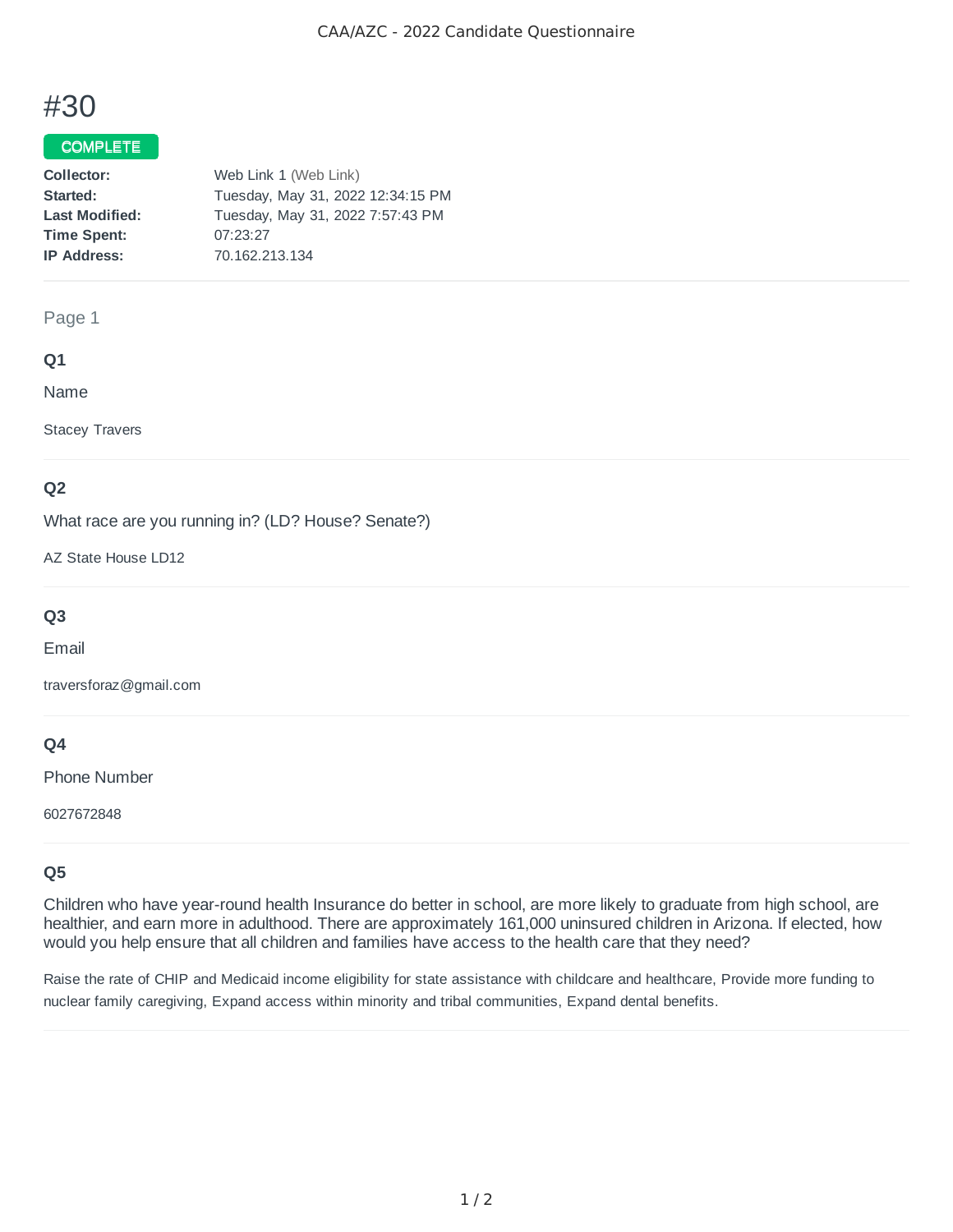# #30

**COMPLETE**

| | |
|---|---|
| **Collector:** | Web Link 1 (Web Link) |
| **Started:** | Tuesday, May 31, 2022 12:34:15 PM |
| **Last Modified:** | Tuesday, May 31, 2022 7:57:43 PM |
| **Time Spent:** | 07:23:27 |
| **IP Address:** | 70.162.213.134 |

Page 1

### Q1

Name

Stacey Travers

### Q2

What race are you running in? (LD? House? Senate?)

AZ State House LD12

### Q3

Email

traversforaz@gmail.com

### Q4

Phone Number

6027672848

### Q5

Children who have year-round health Insurance do better in school, are more likely to graduate from high school, are healthier, and earn more in adulthood. There are approximately 161,000 uninsured children in Arizona. If elected, how would you help ensure that all children and families have access to the health care that they need?

Raise the rate of CHIP and Medicaid income eligibility for state assistance with childcare and healthcare, Provide more funding to nuclear family caregiving, Expand access within minority and tribal communities, Expand dental benefits.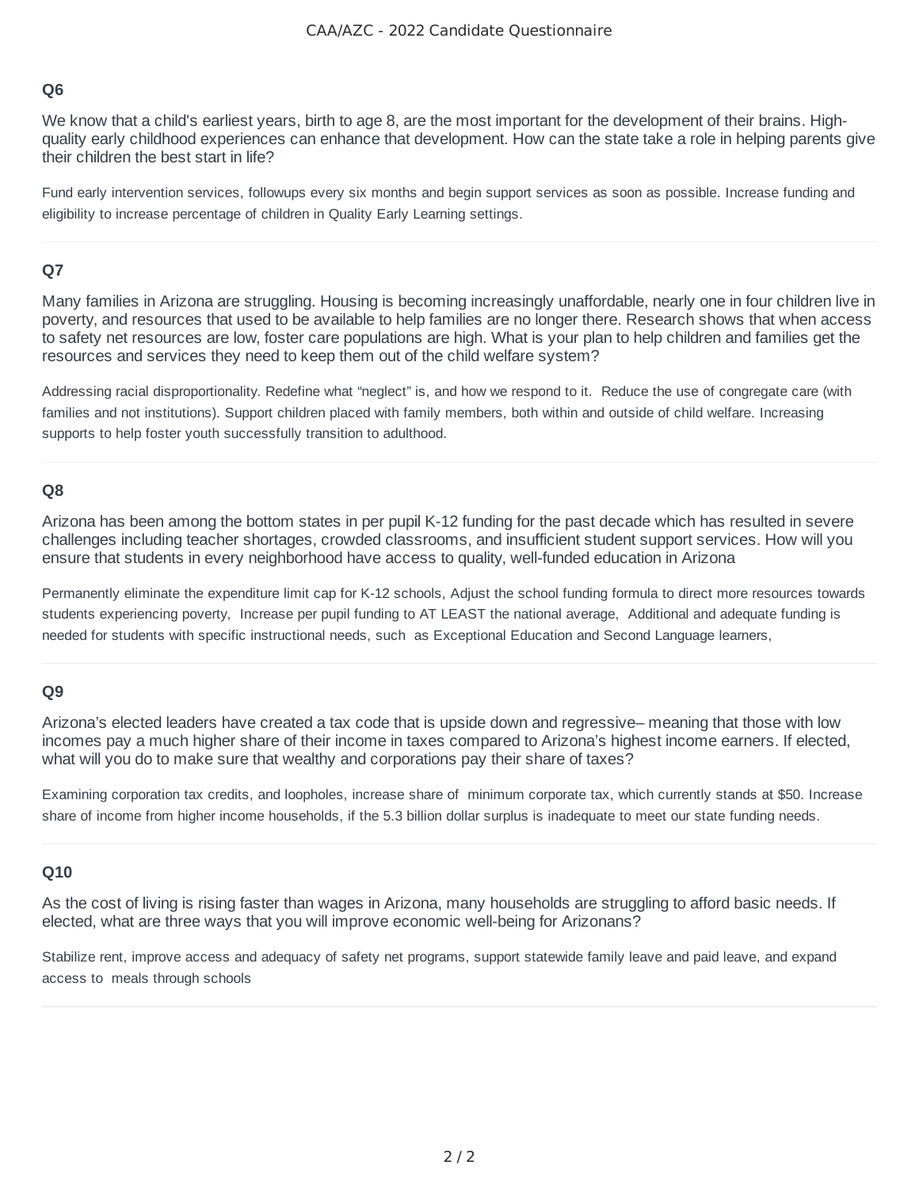### Q6

We know that a child's earliest years, birth to age 8, are the most important for the development of their brains. High-quality early childhood experiences can enhance that development. How can the state take a role in helping parents give their children the best start in life?

Fund early intervention services, followups every six months and begin support services as soon as possible. Increase funding and eligibility to increase percentage of children in Quality Early Learning settings.

---

### Q7

Many families in Arizona are struggling. Housing is becoming increasingly unaffordable, nearly one in four children live in poverty, and resources that used to be available to help families are no longer there. Research shows that when access to safety net resources are low, foster care populations are high. What is your plan to help children and families get the resources and services they need to keep them out of the child welfare system?

Addressing racial disproportionality. Redefine what "neglect" is, and how we respond to it. Reduce the use of congregate care (with families and not institutions). Support children placed with family members, both within and outside of child welfare. Increasing supports to help foster youth successfully transition to adulthood.

---

### Q8

Arizona has been among the bottom states in per pupil K-12 funding for the past decade which has resulted in severe challenges including teacher shortages, crowded classrooms, and insufficient student support services. How will you ensure that students in every neighborhood have access to quality, well-funded education in Arizona

Permanently eliminate the expenditure limit cap for K-12 schools, Adjust the school funding formula to direct more resources towards students experiencing poverty, Increase per pupil funding to AT LEAST the national average, Additional and adequate funding is needed for students with specific instructional needs, such as Exceptional Education and Second Language learners,

---

### Q9

Arizona's elected leaders have created a tax code that is upside down and regressive– meaning that those with low incomes pay a much higher share of their income in taxes compared to Arizona's highest income earners. If elected, what will you do to make sure that wealthy and corporations pay their share of taxes?

Examining corporation tax credits, and loopholes, increase share of minimum corporate tax, which currently stands at $50. Increase share of income from higher income households, if the 5.3 billion dollar surplus is inadequate to meet our state funding needs.

---

### Q10

As the cost of living is rising faster than wages in Arizona, many households are struggling to afford basic needs. If elected, what are three ways that you will improve economic well-being for Arizonans?

Stabilize rent, improve access and adequacy of safety net programs, support statewide family leave and paid leave, and expand access to meals through schools